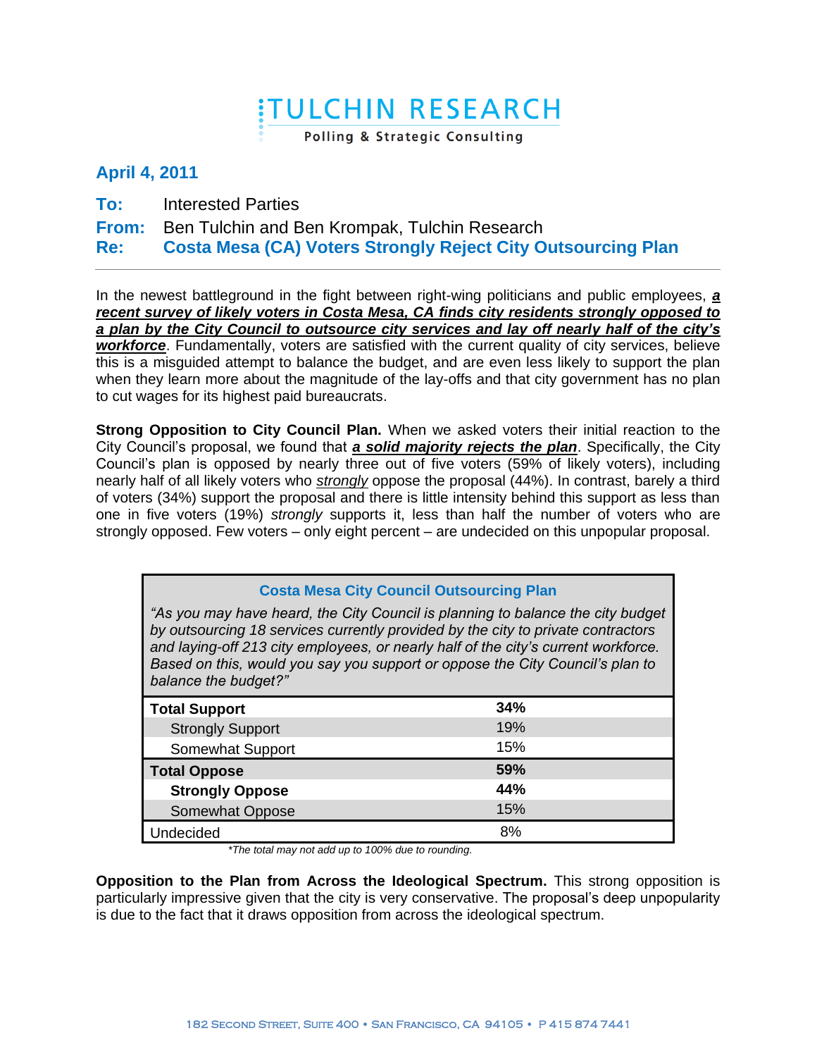# TULCHIN RESEARCH

Polling & Strategic Consulting

**April 4, 2011**

**To:** Interested Parties

**From:** Ben Tulchin and Ben Krompak, Tulchin Research

**Re:** **Costa Mesa (CA) Voters Strongly Reject City Outsourcing Plan**

---

In the newest battleground in the fight between right-wing politicians and public employees, ***a recent survey of likely voters in Costa Mesa, CA finds city residents strongly opposed to a plan by the City Council to outsource city services and lay off nearly half of the city's workforce***. Fundamentally, voters are satisfied with the current quality of city services, believe this is a misguided attempt to balance the budget, and are even less likely to support the plan when they learn more about the magnitude of the lay-offs and that city government has no plan to cut wages for its highest paid bureaucrats.

**Strong Opposition to City Council Plan.** When we asked voters their initial reaction to the City Council's proposal, we found that ***a solid majority rejects the plan***. Specifically, the City Council's plan is opposed by nearly three out of five voters (59% of likely voters), including nearly half of all likely voters who *strongly* oppose the proposal (44%). In contrast, barely a third of voters (34%) support the proposal and there is little intensity behind this support as less than one in five voters (19%) *strongly* supports it, less than half the number of voters who are strongly opposed. Few voters – only eight percent – are undecided on this unpopular proposal.

**Costa Mesa City Council Outsourcing Plan**

*"As you may have heard, the City Council is planning to balance the city budget by outsourcing 18 services currently provided by the city to private contractors and laying-off 213 city employees, or nearly half of the city's current workforce. Based on this, would you say you support or oppose the City Council's plan to balance the budget?"*

| | |
|---|---|
| **Total Support** | **34%** |
| Strongly Support | 19% |
| Somewhat Support | 15% |
| **Total Oppose** | **59%** |
| **Strongly Oppose** | **44%** |
| Somewhat Oppose | 15% |
| Undecided | 8% |

*\*The total may not add up to 100% due to rounding.*

**Opposition to the Plan from Across the Ideological Spectrum.** This strong opposition is particularly impressive given that the city is very conservative. The proposal's deep unpopularity is due to the fact that it draws opposition from across the ideological spectrum.

182 Second Street, Suite 400 • San Francisco, CA 94105 • P 415 874 7441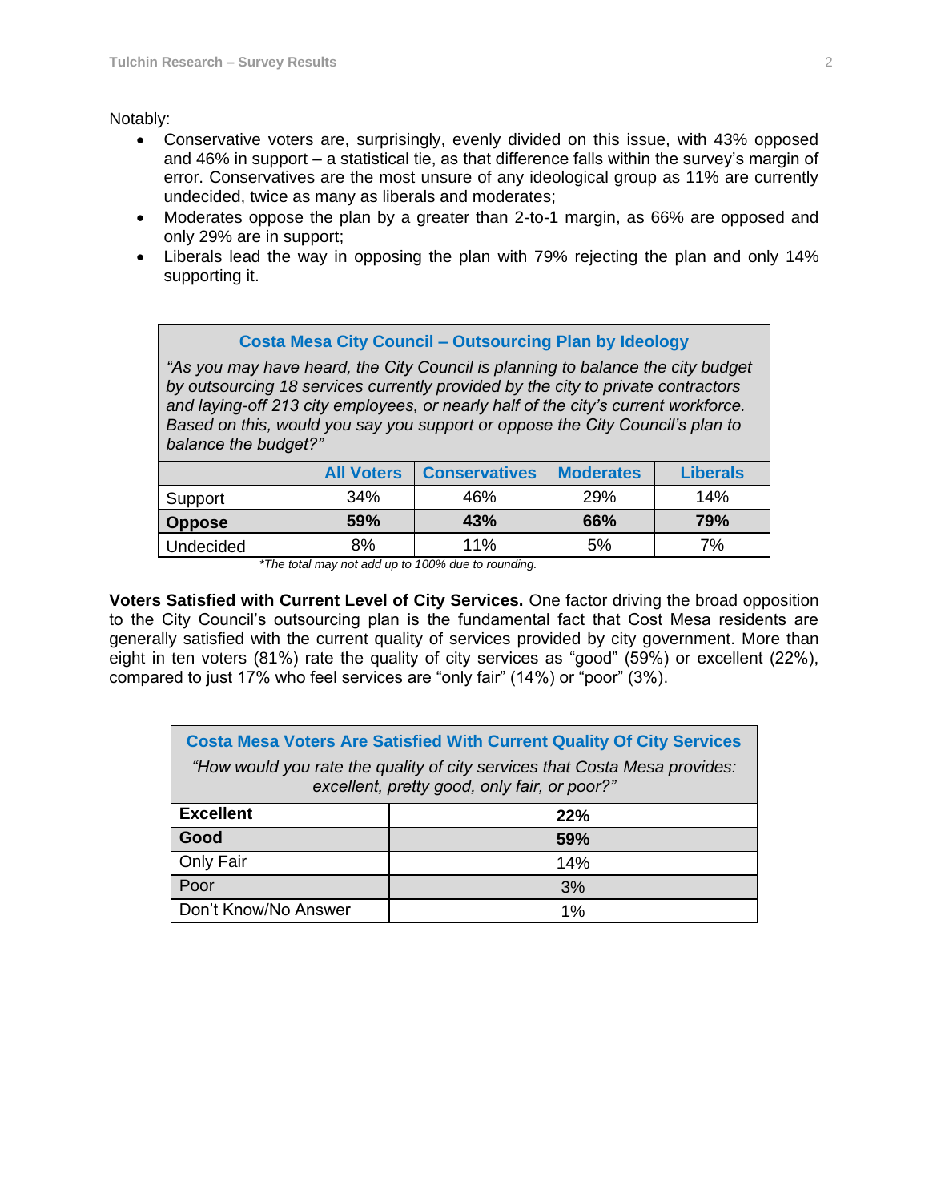Notably:

- Conservative voters are, surprisingly, evenly divided on this issue, with 43% opposed and 46% in support – a statistical tie, as that difference falls within the survey's margin of error. Conservatives are the most unsure of any ideological group as 11% are currently undecided, twice as many as liberals and moderates;
- Moderates oppose the plan by a greater than 2-to-1 margin, as 66% are opposed and only 29% are in support;
- Liberals lead the way in opposing the plan with 79% rejecting the plan and only 14% supporting it.

**Costa Mesa City Council – Outsourcing Plan by Ideology**

*"As you may have heard, the City Council is planning to balance the city budget by outsourcing 18 services currently provided by the city to private contractors and laying-off 213 city employees, or nearly half of the city's current workforce. Based on this, would you say you support or oppose the City Council's plan to balance the budget?"*

| | All Voters | Conservatives | Moderates | Liberals |
|---|---|---|---|---|
| Support | 34% | 46% | 29% | 14% |
| **Oppose** | **59%** | **43%** | **66%** | **79%** |
| Undecided | 8% | 11% | 5% | 7% |

*\*The total may not add up to 100% due to rounding.*

**Voters Satisfied with Current Level of City Services.** One factor driving the broad opposition to the City Council's outsourcing plan is the fundamental fact that Cost Mesa residents are generally satisfied with the current quality of services provided by city government. More than eight in ten voters (81%) rate the quality of city services as "good" (59%) or excellent (22%), compared to just 17% who feel services are "only fair" (14%) or "poor" (3%).

**Costa Mesa Voters Are Satisfied With Current Quality Of City Services**

*"How would you rate the quality of city services that Costa Mesa provides: excellent, pretty good, only fair, or poor?"*

| | |
|---|---|
| **Excellent** | **22%** |
| **Good** | **59%** |
| Only Fair | 14% |
| Poor | 3% |
| Don't Know/No Answer | 1% |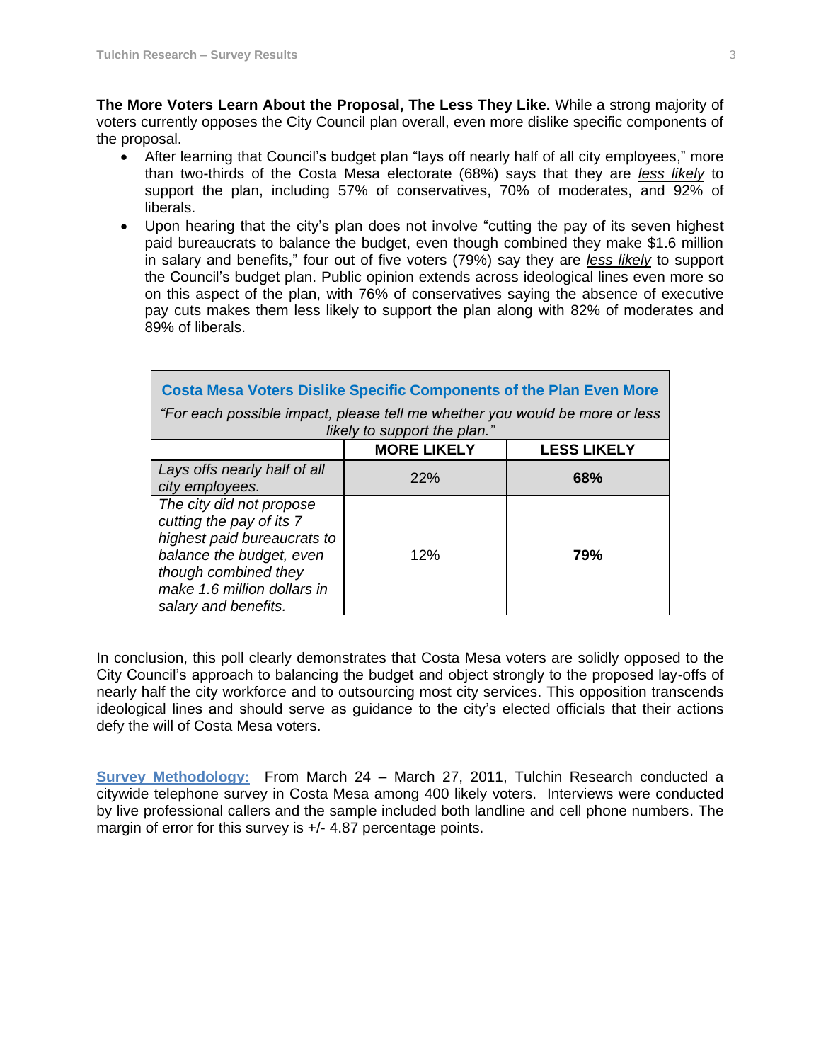**The More Voters Learn About the Proposal, The Less They Like.** While a strong majority of voters currently opposes the City Council plan overall, even more dislike specific components of the proposal.

- After learning that Council's budget plan "lays off nearly half of all city employees," more than two-thirds of the Costa Mesa electorate (68%) says that they are *less likely* to support the plan, including 57% of conservatives, 70% of moderates, and 92% of liberals.
- Upon hearing that the city's plan does not involve "cutting the pay of its seven highest paid bureaucrats to balance the budget, even though combined they make $1.6 million in salary and benefits," four out of five voters (79%) say they are *less likely* to support the Council's budget plan. Public opinion extends across ideological lines even more so on this aspect of the plan, with 76% of conservatives saying the absence of executive pay cuts makes them less likely to support the plan along with 82% of moderates and 89% of liberals.

**Costa Mesa Voters Dislike Specific Components of the Plan Even More**

*"For each possible impact, please tell me whether you would be more or less likely to support the plan."*

| | MORE LIKELY | LESS LIKELY |
|---|---|---|
| *Lays offs nearly half of all city employees.* | 22% | **68%** |
| *The city did not propose cutting the pay of its 7 highest paid bureaucrats to balance the budget, even though combined they make 1.6 million dollars in salary and benefits.* | 12% | **79%** |

In conclusion, this poll clearly demonstrates that Costa Mesa voters are solidly opposed to the City Council's approach to balancing the budget and object strongly to the proposed lay-offs of nearly half the city workforce and to outsourcing most city services. This opposition transcends ideological lines and should serve as guidance to the city's elected officials that their actions defy the will of Costa Mesa voters.

**Survey Methodology:** From March 24 – March 27, 2011, Tulchin Research conducted a citywide telephone survey in Costa Mesa among 400 likely voters. Interviews were conducted by live professional callers and the sample included both landline and cell phone numbers. The margin of error for this survey is +/- 4.87 percentage points.